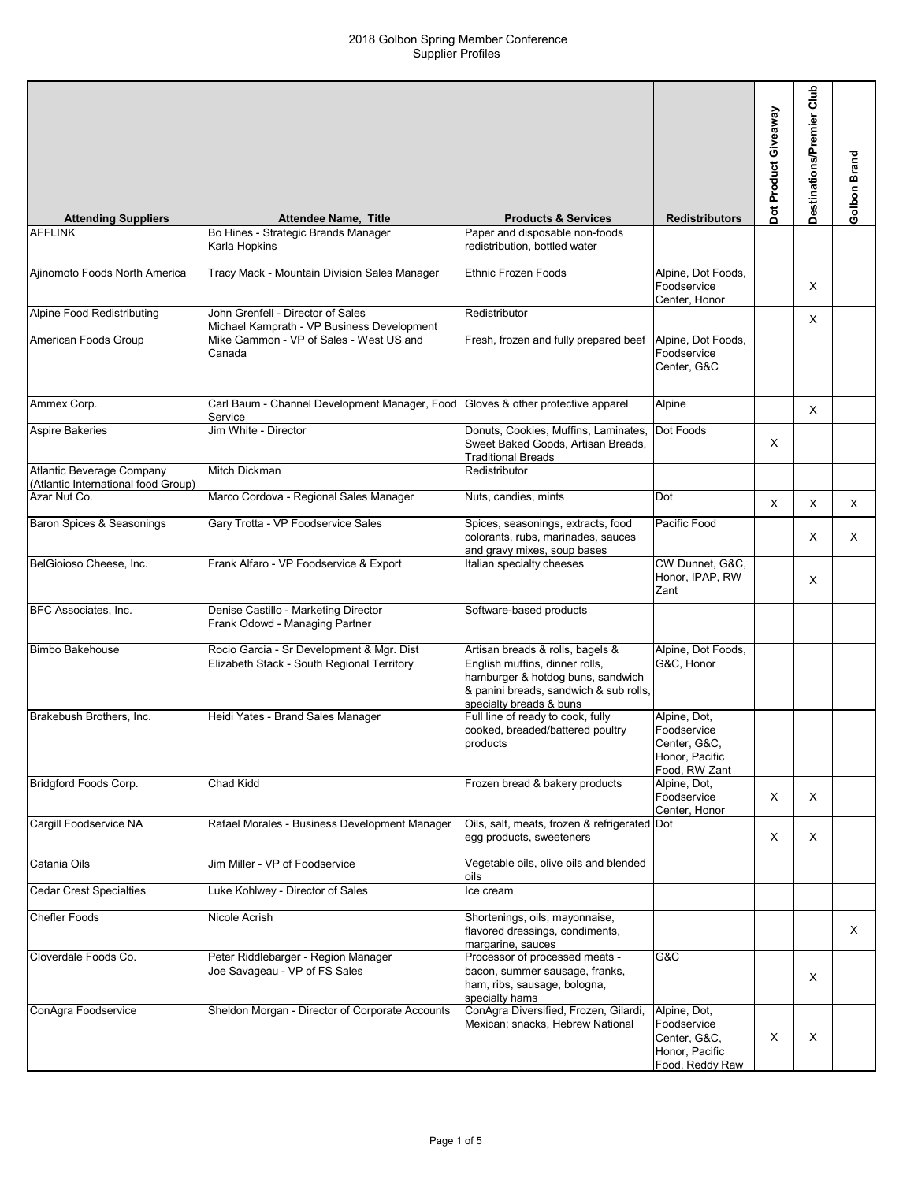2018 Golbon Spring Member Conference
Supplier Profiles

| Attending Suppliers | Attendee Name, Title | Products & Services | Redistributors | Dot Product Giveaway | Destinations/Premier Club | Golbon Brand |
|---|---|---|---|---|---|---|
| AFFLINK | Bo Hines - Strategic Brands Manager<br>Karla Hopkins | Paper and disposable non-foods redistribution, bottled water | | | | |
| Ajinomoto Foods North America | Tracy Mack - Mountain Division Sales Manager | Ethnic Frozen Foods | Alpine, Dot Foods, Foodservice Center, Honor | | X | |
| Alpine Food Redistributing | John Grenfell - Director of Sales<br>Michael Kamprath - VP Business Development | Redistributor | | | X | |
| American Foods Group | Mike Gammon - VP of Sales - West US and Canada | Fresh, frozen and fully prepared beef | Alpine, Dot Foods, Foodservice Center, G&C | | | |
| Ammex Corp. | Carl Baum - Channel Development Manager, Food Service | Gloves & other protective apparel | Alpine | | X | |
| Aspire Bakeries | Jim White - Director | Donuts, Cookies, Muffins, Laminates, Sweet Baked Goods, Artisan Breads, Traditional Breads | Dot Foods | X | | |
| Atlantic Beverage Company (Atlantic International food Group) | Mitch Dickman | Redistributor | | | | |
| Azar Nut Co. | Marco Cordova - Regional Sales Manager | Nuts, candies, mints | Dot | X | X | X |
| Baron Spices & Seasonings | Gary Trotta - VP Foodservice Sales | Spices, seasonings, extracts, food colorants, rubs, marinades, sauces and gravy mixes, soup bases | Pacific Food | | X | X |
| BelGioioso Cheese, Inc. | Frank Alfaro - VP Foodservice & Export | Italian specialty cheeses | CW Dunnet, G&C, Honor, IPAP, RW Zant | | X | |
| BFC Associates, Inc. | Denise Castillo - Marketing Director<br>Frank Odowd - Managing Partner | Software-based products | | | | |
| Bimbo Bakehouse | Rocio Garcia - Sr Development & Mgr. Dist<br>Elizabeth Stack - South Regional Territory | Artisan breads & rolls, bagels & English muffins, dinner rolls, hamburger & hotdog buns, sandwich & panini breads, sandwich & sub rolls, specialty breads & buns | Alpine, Dot Foods, G&C, Honor | | | |
| Brakebush Brothers, Inc. | Heidi Yates - Brand Sales Manager | Full line of ready to cook, fully cooked, breaded/battered poultry products | Alpine, Dot, Foodservice Center, G&C, Honor, Pacific Food, RW Zant | | | |
| Bridgford Foods Corp. | Chad Kidd | Frozen bread & bakery products | Alpine, Dot, Foodservice Center, Honor | X | X | |
| Cargill Foodservice NA | Rafael Morales - Business Development Manager | Oils, salt, meats, frozen & refrigerated egg products, sweeteners | Dot | X | X | |
| Catania Oils | Jim Miller - VP of Foodservice | Vegetable oils, olive oils and blended oils | | | | |
| Cedar Crest Specialties | Luke Kohlwey - Director of Sales | Ice cream | | | | |
| Chefler Foods | Nicole Acrish | Shortenings, oils, mayonnaise, flavored dressings, condiments, margarine, sauces | | | | X |
| Cloverdale Foods Co. | Peter Riddlebarger - Region Manager<br>Joe Savageau - VP of FS Sales | Processor of processed meats - bacon, summer sausage, franks, ham, ribs, sausage, bologna, specialty hams | G&C | | X | |
| ConAgra Foodservice | Sheldon Morgan - Director of Corporate Accounts | ConAgra Diversified, Frozen, Gilardi, Mexican; snacks, Hebrew National | Alpine, Dot, Foodservice Center, G&C, Honor, Pacific Food, Reddy Raw | X | X | |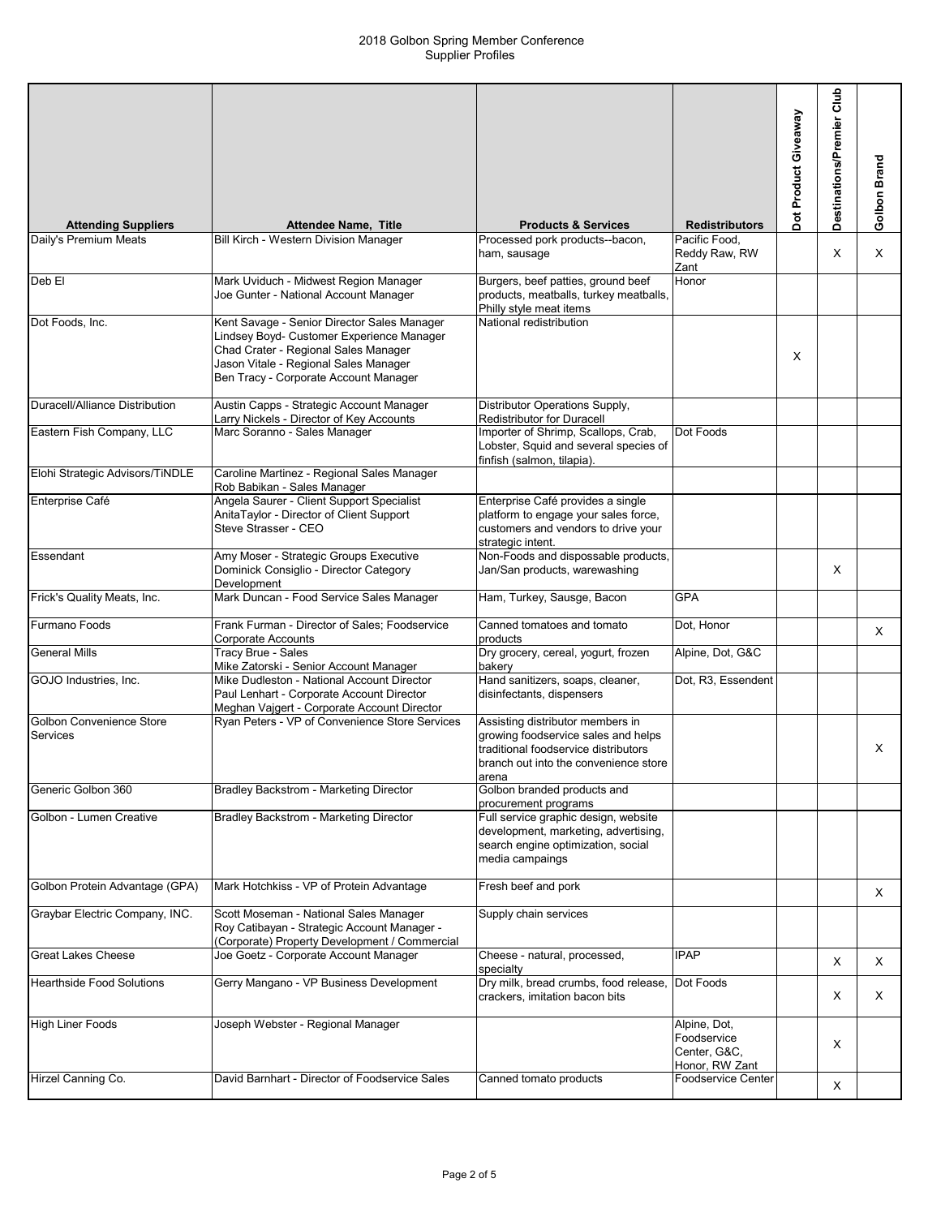2018 Golbon Spring Member Conference
Supplier Profiles

| Attending Suppliers | Attendee Name, Title | Products & Services | Redistributors | Dot Product Giveaway | Destinations/Premier Club | Golbon Brand |
|---|---|---|---|---|---|---|
| Daily's Premium Meats | Bill Kirch - Western Division Manager | Processed pork products--bacon, ham, sausage | Pacific Food, Reddy Raw, RW Zant | | X | X |
| Deb El | Mark Uviduch - Midwest Region Manager<br>Joe Gunter - National Account Manager | Burgers, beef patties, ground beef products, meatballs, turkey meatballs, Philly style meat items | Honor | | | |
| Dot Foods, Inc. | Kent Savage - Senior Director Sales Manager<br>Lindsey Boyd- Customer Experience Manager<br>Chad Crater - Regional Sales Manager<br>Jason Vitale - Regional Sales Manager<br>Ben Tracy - Corporate Account Manager | National redistribution | | X | | |
| Duracell/Alliance Distribution | Austin Capps - Strategic Account Manager<br>Larry Nickels - Director of Key Accounts | Distributor Operations Supply, Redistributor for Duracell | | | | |
| Eastern Fish Company, LLC | Marc Soranno - Sales Manager | Importer of Shrimp, Scallops, Crab, Lobster, Squid and several species of finfish (salmon, tilapia). | Dot Foods | | | |
| Elohi Strategic Advisors/TiNDLE | Caroline Martinez - Regional Sales Manager<br>Rob Babikan - Sales Manager | | | | | |
| Enterprise Café | Angela Saurer - Client Support Specialist<br>AnitaTaylor - Director of Client Support<br>Steve Strasser - CEO | Enterprise Café provides a single platform to engage your sales force, customers and vendors to drive your strategic intent. | | | | |
| Essendant | Amy Moser - Strategic Groups Executive<br>Dominick Consiglio - Director Category Development | Non-Foods and dispossable products, Jan/San products, warewashing | | | X | |
| Frick's Quality Meats, Inc. | Mark Duncan - Food Service Sales Manager | Ham, Turkey, Sausge, Bacon | GPA | | | |
| Furmano Foods | Frank Furman - Director of Sales; Foodservice Corporate Accounts | Canned tomatoes and tomato products | Dot, Honor | | | X |
| General Mills | Tracy Brue - Sales<br>Mike Zatorski - Senior Account Manager | Dry grocery, cereal, yogurt, frozen bakery | Alpine, Dot, G&C | | | |
| GOJO Industries, Inc. | Mike Dudleston - National Account Director<br>Paul Lenhart - Corporate Account Director<br>Meghan Vajgert - Corporate Account Director | Hand sanitizers, soaps, cleaner, disinfectants, dispensers | Dot, R3, Essendent | | | |
| Golbon Convenience Store Services | Ryan Peters - VP of Convenience Store Services | Assisting distributor members in growing foodservice sales and helps traditional foodservice distributors branch out into the convenience store arena | | | | X |
| Generic Golbon 360 | Bradley Backstrom - Marketing Director | Golbon branded products and procurement programs | | | | |
| Golbon - Lumen Creative | Bradley Backstrom - Marketing Director | Full service graphic design, website development, marketing, advertising, search engine optimization, social media campaings | | | | |
| Golbon Protein Advantage (GPA) | Mark Hotchkiss - VP of Protein Advantage | Fresh beef and pork | | | | X |
| Graybar Electric Company, INC. | Scott Moseman - National Sales Manager<br>Roy Catibayan - Strategic Account Manager - (Corporate) Property Development / Commercial | Supply chain services | | | | |
| Great Lakes Cheese | Joe Goetz - Corporate Account Manager | Cheese - natural, processed, specialty | IPAP | | X | X |
| Hearthside Food Solutions | Gerry Mangano - VP Business Development | Dry milk, bread crumbs, food release, crackers, imitation bacon bits | Dot Foods | | X | X |
| High Liner Foods | Joseph Webster - Regional Manager | | Alpine, Dot, Foodservice Center, G&C, Honor, RW Zant | | X | |
| Hirzel Canning Co. | David Barnhart - Director of Foodservice Sales | Canned tomato products | Foodservice Center | | X | |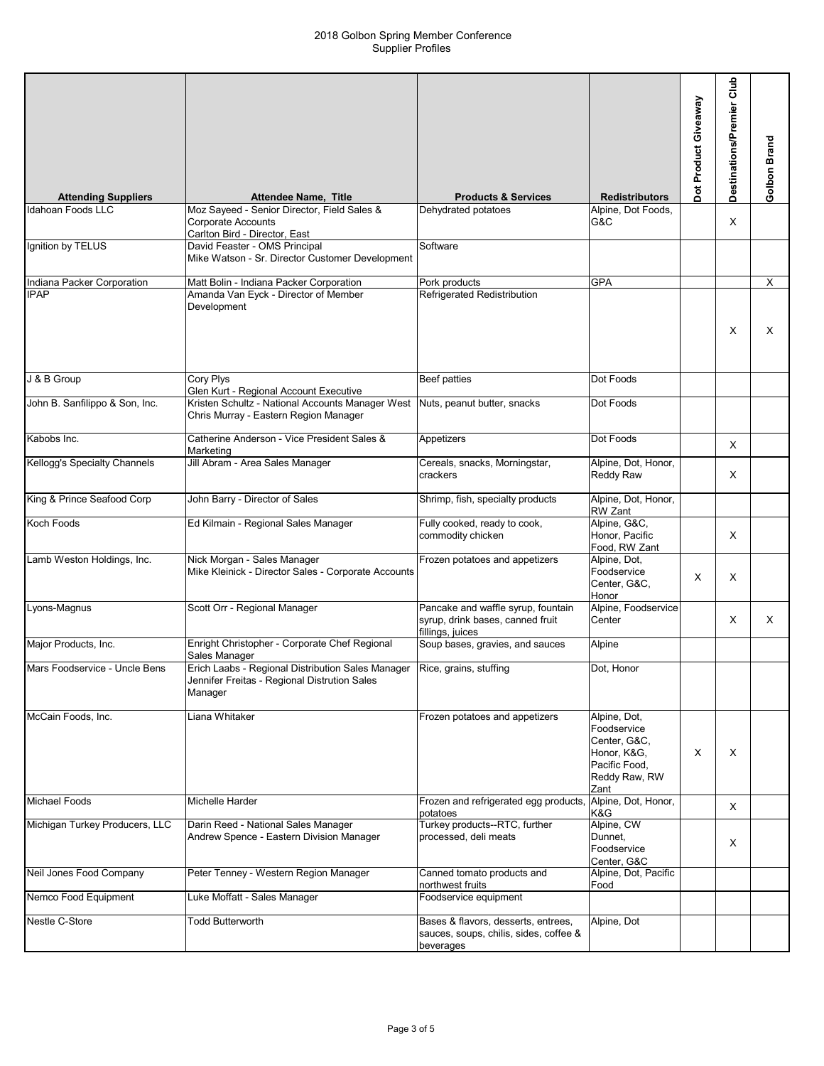2018 Golbon Spring Member Conference
Supplier Profiles

| Attending Suppliers | Attendee Name, Title | Products & Services | Redistributors | Dot Product Giveaway | Destinations/Premier Club | Golbon Brand |
|---|---|---|---|---|---|---|
| Idahoan Foods LLC | Moz Sayeed - Senior Director, Field Sales & Corporate Accounts<br>Carlton Bird - Director, East | Dehydrated potatoes | Alpine, Dot Foods, G&C | | X | |
| Ignition by TELUS | David Feaster - OMS Principal<br>Mike Watson - Sr. Director Customer Development | Software | | | | |
| Indiana Packer Corporation | Matt Bolin - Indiana Packer Corporation | Pork products | GPA | | | X |
| IPAP | Amanda Van Eyck - Director of Member Development | Refrigerated Redistribution | | | X | X |
| J & B Group | Cory Plys<br>Glen Kurt - Regional Account Executive | Beef patties | Dot Foods | | | |
| John B. Sanfilippo & Son, Inc. | Kristen Schultz - National Accounts Manager West<br>Chris Murray - Eastern Region Manager | Nuts, peanut butter, snacks | Dot Foods | | | |
| Kabobs Inc. | Catherine Anderson - Vice President Sales & Marketing | Appetizers | Dot Foods | | X | |
| Kellogg's Specialty Channels | Jill Abram - Area Sales Manager | Cereals, snacks, Morningstar, crackers | Alpine, Dot, Honor, Reddy Raw | | X | |
| King & Prince Seafood Corp | John Barry - Director of Sales | Shrimp, fish, specialty products | Alpine, Dot, Honor, RW Zant | | | |
| Koch Foods | Ed Kilmain - Regional Sales Manager | Fully cooked, ready to cook, commodity chicken | Alpine, G&C, Honor, Pacific Food, RW Zant | | X | |
| Lamb Weston Holdings, Inc. | Nick Morgan - Sales Manager<br>Mike Kleinick - Director Sales - Corporate Accounts | Frozen potatoes and appetizers | Alpine, Dot, Foodservice Center, G&C, Honor | X | X | |
| Lyons-Magnus | Scott Orr - Regional Manager | Pancake and waffle syrup, fountain syrup, drink bases, canned fruit fillings, juices | Alpine, Foodservice Center | | X | X |
| Major Products, Inc. | Enright Christopher - Corporate Chef Regional Sales Manager | Soup bases, gravies, and sauces | Alpine | | | |
| Mars Foodservice - Uncle Bens | Erich Laabs - Regional Distribution Sales Manager<br>Jennifer Freitas - Regional Distrution Sales Manager | Rice, grains, stuffing | Dot, Honor | | | |
| McCain Foods, Inc. | Liana Whitaker | Frozen potatoes and appetizers | Alpine, Dot, Foodservice Center, G&C, Honor, K&G, Pacific Food, Reddy Raw, RW Zant | X | X | |
| Michael Foods | Michelle Harder | Frozen and refrigerated egg products, potatoes | Alpine, Dot, Honor, K&G | | X | |
| Michigan Turkey Producers, LLC | Darin Reed - National Sales Manager<br>Andrew Spence - Eastern Division Manager | Turkey products--RTC, further processed, deli meats | Alpine, CW Dunnet, Foodservice Center, G&C | | X | |
| Neil Jones Food Company | Peter Tenney - Western Region Manager | Canned tomato products and northwest fruits | Alpine, Dot, Pacific Food | | | |
| Nemco Food Equipment | Luke Moffatt - Sales Manager | Foodservice equipment | | | | |
| Nestle C-Store | Todd Butterworth | Bases & flavors, desserts, entrees, sauces, soups, chilis, sides, coffee & beverages | Alpine, Dot | | | |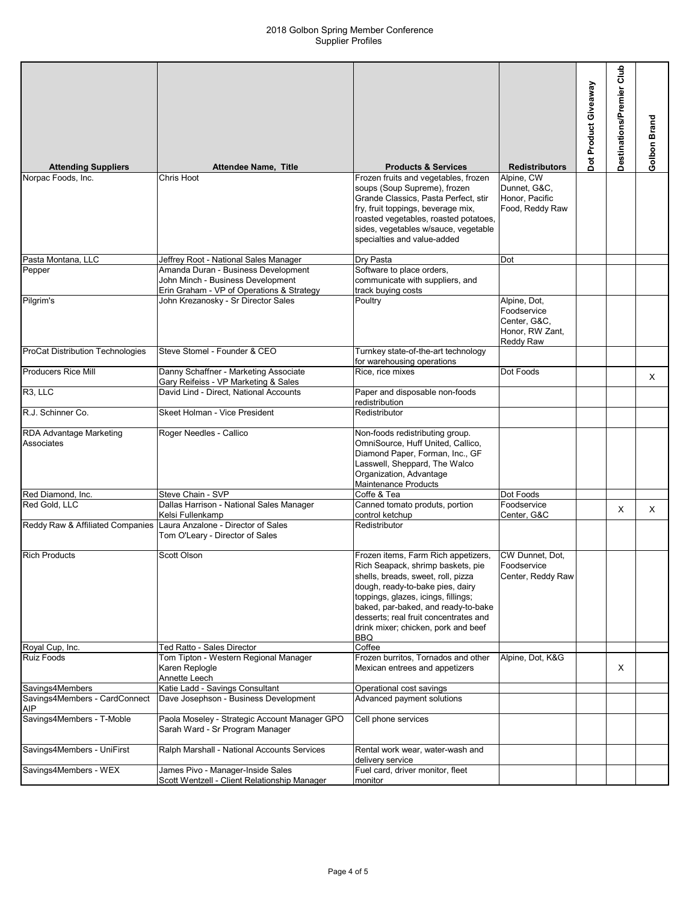# 2018 Golbon Spring Member Conference
## Supplier Profiles

| Attending Suppliers | Attendee Name, Title | Products & Services | Redistributors | Dot Product Giveaway | Destinations/Premier Club | Golbon Brand |
|---|---|---|---|---|---|---|
| Norpac Foods, Inc. | Chris Hoot | Frozen fruits and vegetables, frozen soups (Soup Supreme), frozen Grande Classics, Pasta Perfect, stir fry, fruit toppings, beverage mix, roasted vegetables, roasted potatoes, sides, vegetables w/sauce, vegetable specialties and value-added | Alpine, CW Dunnet, G&C, Honor, Pacific Food, Reddy Raw | | | |
| Pasta Montana, LLC | Jeffrey Root - National Sales Manager | Dry Pasta | Dot | | | |
| Pepper | Amanda Duran - Business Development<br>John Minch - Business Development<br>Erin Graham - VP of Operations & Strategy | Software to place orders, communicate with suppliers, and track buying costs | | | | |
| Pilgrim's | John Krezanosky - Sr Director Sales | Poultry | Alpine, Dot, Foodservice Center, G&C, Honor, RW Zant, Reddy Raw | | | |
| ProCat Distribution Technologies | Steve Stomel - Founder & CEO | Turnkey state-of-the-art technology for warehousing operations | | | | |
| Producers Rice Mill | Danny Schaffner - Marketing Associate<br>Gary Reifeiss - VP Marketing & Sales | Rice, rice mixes | Dot Foods | | | X |
| R3, LLC | David Lind - Direct, National Accounts | Paper and disposable non-foods redistribution | | | | |
| R.J. Schinner Co. | Skeet Holman - Vice President | Redistributor | | | | |
| RDA Advantage Marketing Associates | Roger Needles - Callico | Non-foods redistributing group. OmniSource, Huff United, Callico, Diamond Paper, Forman, Inc., GF Lasswell, Sheppard, The Walco Organization, Advantage Maintenance Products | | | | |
| Red Diamond, Inc. | Steve Chain - SVP | Coffe & Tea | Dot Foods | | | |
| Red Gold, LLC | Dallas Harrison - National Sales Manager<br>Kelsi Fullenkamp | Canned tomato produts, portion control ketchup | Foodservice Center, G&C | | X | X |
| Reddy Raw & Affiliated Companies | Laura Anzalone - Director of Sales<br>Tom O'Leary - Director of Sales | Redistributor | | | | |
| Rich Products | Scott Olson | Frozen items, Farm Rich appetizers, Rich Seapack, shrimp baskets, pie shells, breads, sweet, roll, pizza dough, ready-to-bake pies, dairy toppings, glazes, icings, fillings; baked, par-baked, and ready-to-bake desserts; real fruit concentrates and drink mixer; chicken, pork and beef BBQ | CW Dunnet, Dot, Foodservice Center, Reddy Raw | | | |
| Royal Cup, Inc. | Ted Ratto - Sales Director | Coffee | | | | |
| Ruiz Foods | Tom Tipton - Western Regional Manager<br>Karen Replogle<br>Annette Leech | Frozen burritos, Tornados and other Mexican entrees and appetizers | Alpine, Dot, K&G | | X | |
| Savings4Members | Katie Ladd - Savings Consultant | Operational cost savings | | | | |
| Savings4Members - CardConnect AIP | Dave Josephson - Business Development | Advanced payment solutions | | | | |
| Savings4Members - T-Moble | Paola Moseley - Strategic Account Manager GPO<br>Sarah Ward - Sr Program Manager | Cell phone services | | | | |
| Savings4Members - UniFirst | Ralph Marshall - National Accounts Services | Rental work wear, water-wash and delivery service | | | | |
| Savings4Members - WEX | James Pivo - Manager-Inside Sales<br>Scott Wentzell - Client Relationship Manager | Fuel card, driver monitor, fleet monitor | | | | |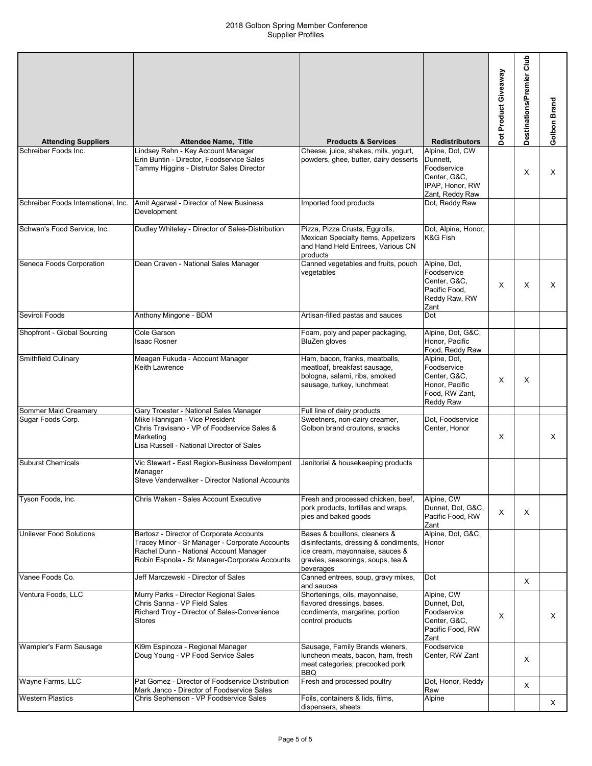# 2018 Golbon Spring Member Conference
## Supplier Profiles

| Attending Suppliers | Attendee Name, Title | Products & Services | Redistributors | Dot Product Giveaway | Destinations/Premier Club | Golbon Brand |
|---|---|---|---|---|---|---|
| Schreiber Foods Inc. | Lindsey Rehn - Key Account Manager<br>Erin Buntin - Director, Foodservice Sales<br>Tammy Higgins - Distrutor Sales Director | Cheese, juice, shakes, milk, yogurt, powders, ghee, butter, dairy desserts | Alpine, Dot, CW Dunnett, Foodservice Center, G&C, IPAP, Honor, RW Zant, Reddy Raw | | X | X |
| Schreiber Foods International, Inc. | Amit Agarwal - Director of New Business Development | Imported food products | Dot, Reddy Raw | | | |
| Schwan's Food Service, Inc. | Dudley Whiteley - Director of Sales-Distribution | Pizza, Pizza Crusts, Eggrolls, Mexican Specialty Items, Appetizers and Hand Held Entrees, Various CN products | Dot, Alpine, Honor, K&G Fish | | | |
| Seneca Foods Corporation | Dean Craven - National Sales Manager | Canned vegetables and fruits, pouch vegetables | Alpine, Dot, Foodservice Center, G&C, Pacific Food, Reddy Raw, RW Zant | X | X | X |
| Seviroli Foods | Anthony Mingone - BDM | Artisan-filled pastas and sauces | Dot | | | |
| Shopfront - Global Sourcing | Cole Garson<br>Isaac Rosner | Foam, poly and paper packaging, BluZen gloves | Alpine, Dot, G&C, Honor, Pacific Food, Reddy Raw | | | |
| Smithfield Culinary | Meagan Fukuda - Account Manager<br>Keith Lawrence | Ham, bacon, franks, meatballs, meatloaf, breakfast sausage, bologna, salami, ribs, smoked sausage, turkey, lunchmeat | Alpine, Dot, Foodservice Center, G&C, Honor, Pacific Food, RW Zant, Reddy Raw | X | X | |
| Sommer Maid Creamery | Gary Troester - National Sales Manager | Full line of dairy products | | | | |
| Sugar Foods Corp. | Mike Hannigan - Vice President<br>Chris Travisano - VP of Foodservice Sales & Marketing<br>Lisa Russell - National Director of Sales | Sweetners, non-dairy creamer, Golbon brand croutons, snacks | Dot, Foodservice Center, Honor | X | | X |
| Suburst Chemicals | Vic Stewart - East Region-Business Develompent Manager<br>Steve Vanderwalker - Director National Accounts | Janitorial & housekeeping products | | | | |
| Tyson Foods, Inc. | Chris Waken - Sales Account Executive | Fresh and processed chicken, beef, pork products, tortillas and wraps, pies and baked goods | Alpine, CW Dunnet, Dot, G&C, Pacific Food, RW Zant | X | X | |
| Unilever Food Solutions | Bartosz - Director of Corporate Accounts<br>Tracey Minor - Sr Manager - Corporate Accounts<br>Rachel Dunn - National Account Manager<br>Robin Espnola - Sr Manager-Corporate Accounts | Bases & bouillons, cleaners & disinfectants, dressing & condiments, ice cream, mayonnaise, sauces & gravies, seasonings, soups, tea & beverages | Alpine, Dot, G&C, Honor | | | |
| Vanee Foods Co. | Jeff Marczewski - Director of Sales | Canned entrees, soup, gravy mixes, and sauces | Dot | | X | |
| Ventura Foods, LLC | Murry Parks - Director Regional Sales<br>Chris Sanna - VP Field Sales<br>Richard Troy - Director of Sales-Convenience Stores | Shortenings, oils, mayonnaise, flavored dressings, bases, condiments, margarine, portion control products | Alpine, CW Dunnet, Dot, Foodservice Center, G&C, Pacific Food, RW Zant | X | | X |
| Wampler's Farm Sausage | Ki9m Espinoza - Regional Manager<br>Doug Young - VP Food Service Sales | Sausage, Family Brands wieners, luncheon meats, bacon, ham, fresh meat categories; precooked pork BBQ | Foodservice Center, RW Zant | | X | |
| Wayne Farms, LLC | Pat Gomez - Director of Foodservice Distribution<br>Mark Janco - Director of Foodservice Sales | Fresh and processed poultry | Dot, Honor, Reddy Raw | | X | |
| Western Plastics | Chris Sephenson - VP Foodservice Sales | Foils, containers & lids, films, dispensers, sheets | Alpine | | | X |